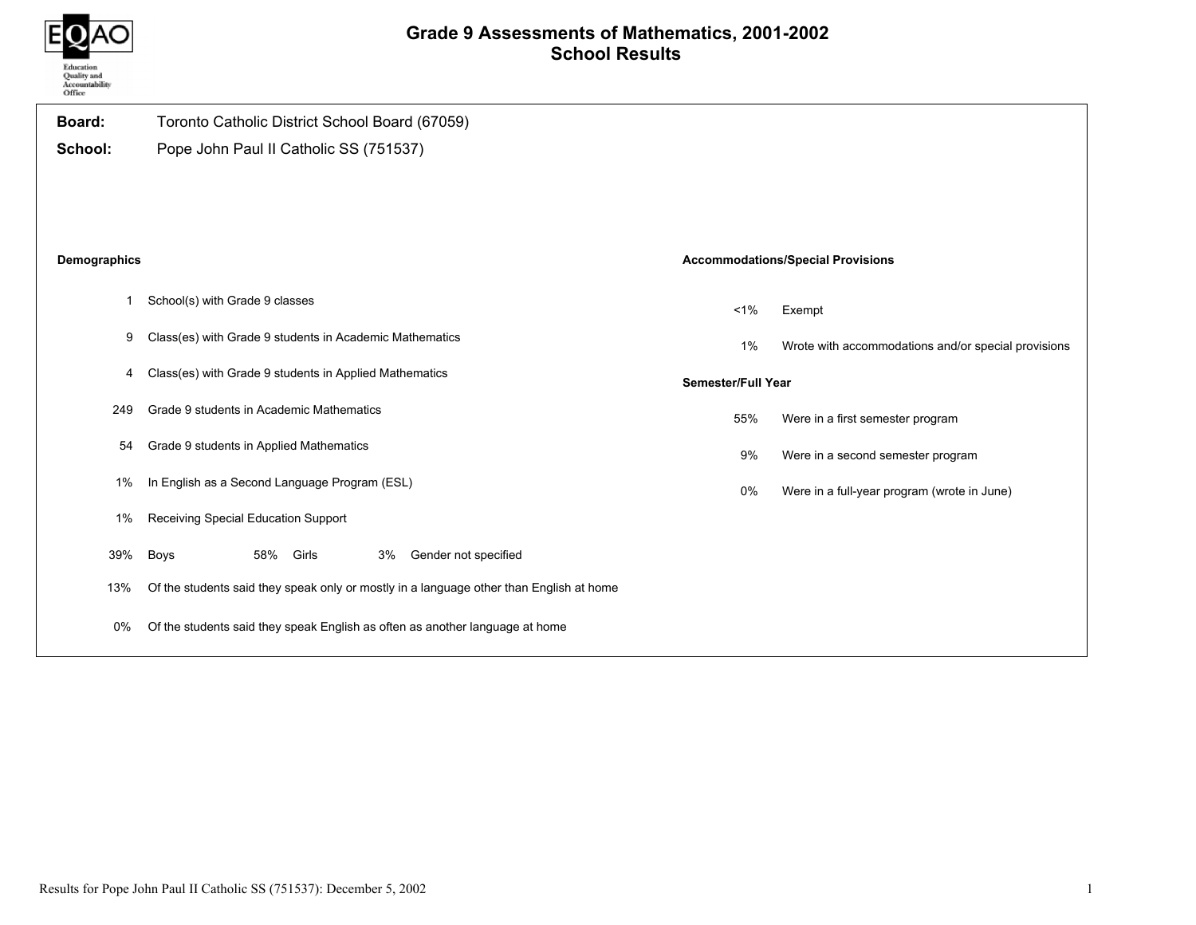EQAO
Education Quality and Accountability Office

# Grade 9 Assessments of Mathematics, 2001-2002
## School Results

**Board:** Toronto Catholic District School Board (67059)

**School:** Pope John Paul II Catholic SS (751537)

### Demographics

| | |
|---|---|
| 1 | School(s) with Grade 9 classes |
| 9 | Class(es) with Grade 9 students in Academic Mathematics |
| 4 | Class(es) with Grade 9 students in Applied Mathematics |
| 249 | Grade 9 students in Academic Mathematics |
| 54 | Grade 9 students in Applied Mathematics |
| 1% | In English as a Second Language Program (ESL) |
| 1% | Receiving Special Education Support |
| 39% | Boys |
| 58% | Girls |
| 3% | Gender not specified |
| 13% | Of the students said they speak only or mostly in a language other than English at home |
| 0% | Of the students said they speak English as often as another language at home |

### Accommodations/Special Provisions

| | |
|---|---|
| <1% | Exempt |
| 1% | Wrote with accommodations and/or special provisions |

### Semester/Full Year

| | |
|---|---|
| 55% | Were in a first semester program |
| 9% | Were in a second semester program |
| 0% | Were in a full-year program (wrote in June) |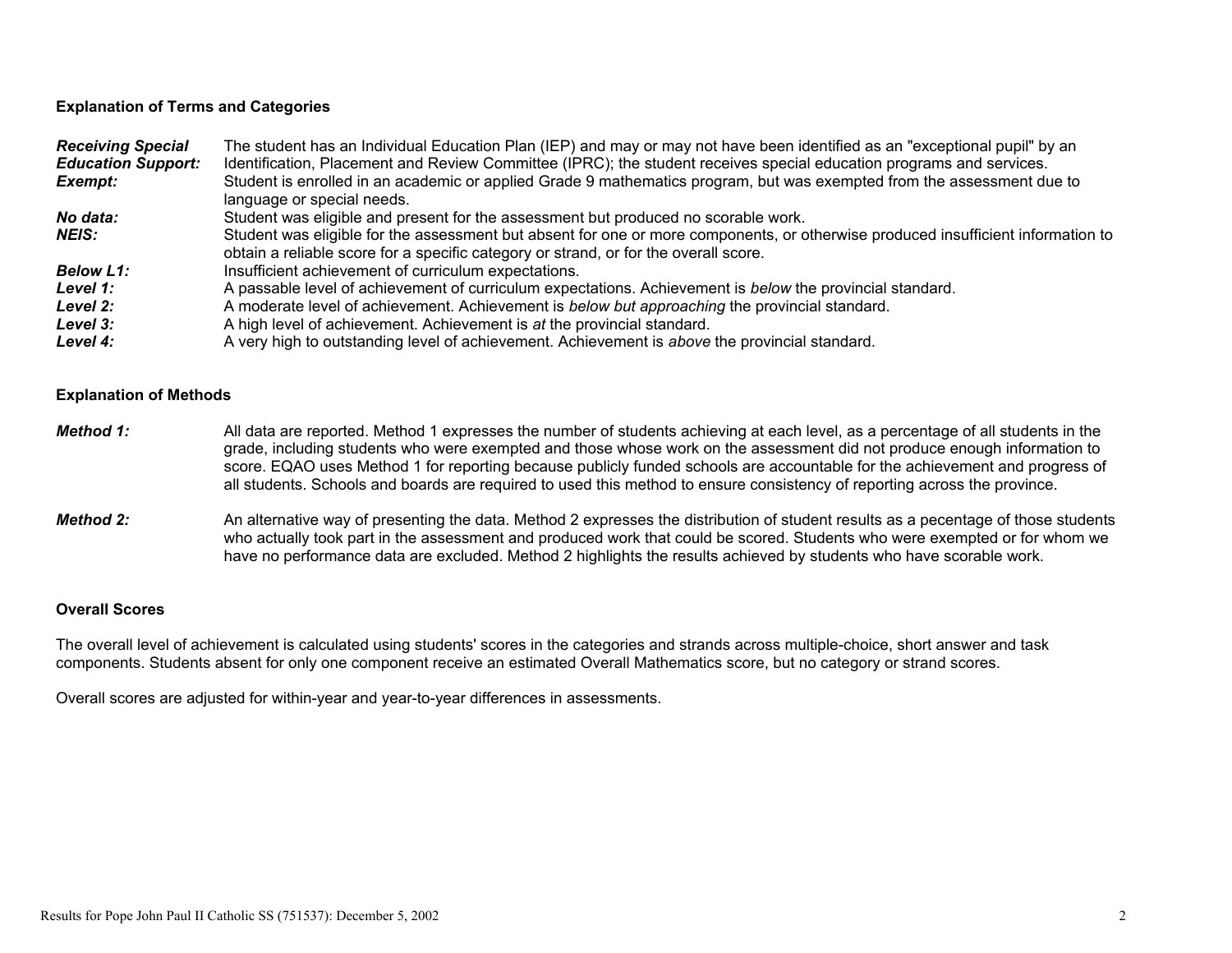### Explanation of Terms and Categories

***Receiving Special Education Support:*** The student has an Individual Education Plan (IEP) and may or may not have been identified as an "exceptional pupil" by an Identification, Placement and Review Committee (IPRC); the student receives special education programs and services.

***Exempt:*** Student is enrolled in an academic or applied Grade 9 mathematics program, but was exempted from the assessment due to language or special needs.

***No data:*** Student was eligible and present for the assessment but produced no scorable work.

***NEIS:*** Student was eligible for the assessment but absent for one or more components, or otherwise produced insufficient information to obtain a reliable score for a specific category or strand, or for the overall score.

***Below L1:*** Insufficient achievement of curriculum expectations.

***Level 1:*** A passable level of achievement of curriculum expectations. Achievement is *below* the provincial standard.

***Level 2:*** A moderate level of achievement. Achievement is *below but approaching* the provincial standard.

***Level 3:*** A high level of achievement. Achievement is *at* the provincial standard.

***Level 4:*** A very high to outstanding level of achievement. Achievement is *above* the provincial standard.

### Explanation of Methods

***Method 1:*** All data are reported. Method 1 expresses the number of students achieving at each level, as a percentage of all students in the grade, including students who were exempted and those whose work on the assessment did not produce enough information to score. EQAO uses Method 1 for reporting because publicly funded schools are accountable for the achievement and progress of all students. Schools and boards are required to used this method to ensure consistency of reporting across the province.

***Method 2:*** An alternative way of presenting the data. Method 2 expresses the distribution of student results as a pecentage of those students who actually took part in the assessment and produced work that could be scored. Students who were exempted or for whom we have no performance data are excluded. Method 2 highlights the results achieved by students who have scorable work.

### Overall Scores

The overall level of achievement is calculated using students' scores in the categories and strands across multiple-choice, short answer and task components. Students absent for only one component receive an estimated Overall Mathematics score, but no category or strand scores.

Overall scores are adjusted for within-year and year-to-year differences in assessments.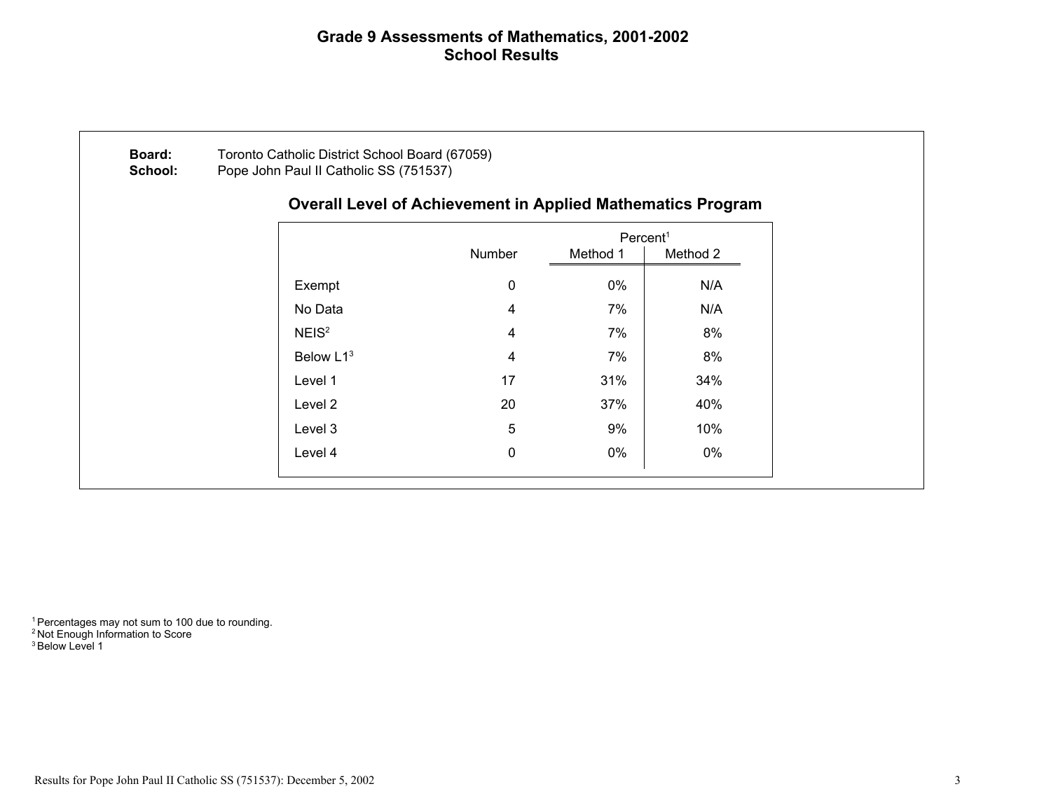# Grade 9 Assessments of Mathematics, 2001-2002
## School Results

**Board:** Toronto Catholic District School Board (67059)
**School:** Pope John Paul II Catholic SS (751537)

### Overall Level of Achievement in Applied Mathematics Program

| | Number | Percent[1] | |
|---|---|---|---|
| | | Method 1 | Method 2 |
| Exempt | 0 | 0% | N/A |
| No Data | 4 | 7% | N/A |
| NEIS[2] | 4 | 7% | 8% |
| Below L1[3] | 4 | 7% | 8% |
| Level 1 | 17 | 31% | 34% |
| Level 2 | 20 | 37% | 40% |
| Level 3 | 5 | 9% | 10% |
| Level 4 | 0 | 0% | 0% |

[1] Percentages may not sum to 100 due to rounding.
[2] Not Enough Information to Score
[3] Below Level 1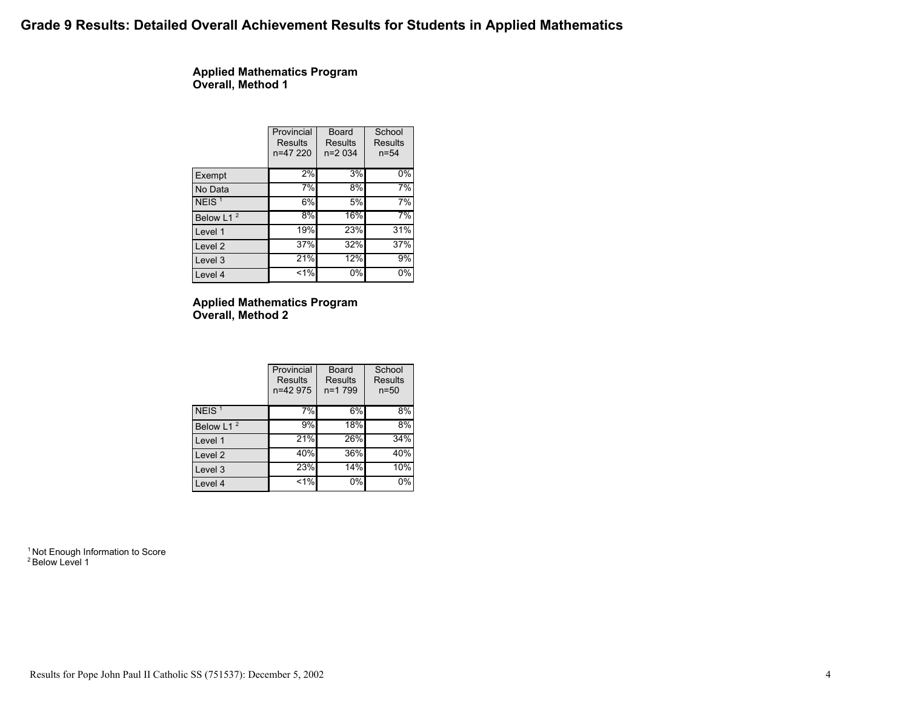# Grade 9 Results: Detailed Overall Achievement Results for Students in Applied Mathematics

### Applied Mathematics Program
### Overall, Method 1

| | Provincial Results n=47 220 | Board Results n=2 034 | School Results n=54 |
|---|---|---|---|
| Exempt | 2% | 3% | 0% |
| No Data | 7% | 8% | 7% |
| NEIS [1] | 6% | 5% | 7% |
| Below L1 [2] | 8% | 16% | 7% |
| Level 1 | 19% | 23% | 31% |
| Level 2 | 37% | 32% | 37% |
| Level 3 | 21% | 12% | 9% |
| Level 4 | <1% | 0% | 0% |

### Applied Mathematics Program
### Overall, Method 2

| | Provincial Results n=42 975 | Board Results n=1 799 | School Results n=50 |
|---|---|---|---|
| NEIS [1] | 7% | 6% | 8% |
| Below L1 [2] | 9% | 18% | 8% |
| Level 1 | 21% | 26% | 34% |
| Level 2 | 40% | 36% | 40% |
| Level 3 | 23% | 14% | 10% |
| Level 4 | <1% | 0% | 0% |

[1] Not Enough Information to Score
[2] Below Level 1

Results for Pope John Paul II Catholic SS (751537): December 5, 2002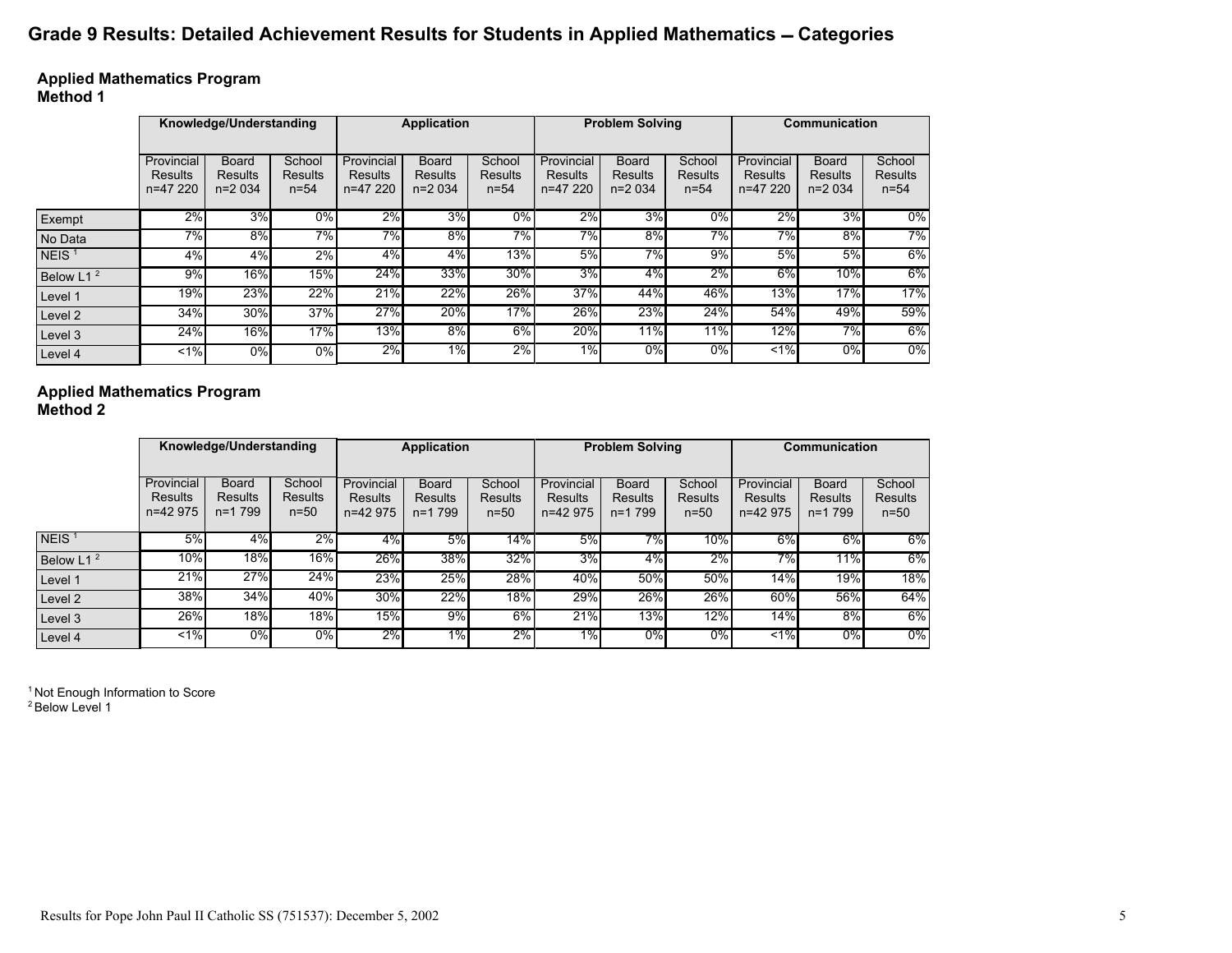# Grade 9 Results: Detailed Achievement Results for Students in Applied Mathematics – Categories

### Applied Mathematics Program
### Method 1

| | Knowledge/Understanding | | | Application | | | Problem Solving | | | Communication | | |
|---|---|---|---|---|---|---|---|---|---|---|---|---|
| | Provincial Results n=47 220 | Board Results n=2 034 | School Results n=54 | Provincial Results n=47 220 | Board Results n=2 034 | School Results n=54 | Provincial Results n=47 220 | Board Results n=2 034 | School Results n=54 | Provincial Results n=47 220 | Board Results n=2 034 | School Results n=54 |
| Exempt | 2% | 3% | 0% | 2% | 3% | 0% | 2% | 3% | 0% | 2% | 3% | 0% |
| No Data | 7% | 8% | 7% | 7% | 8% | 7% | 7% | 8% | 7% | 7% | 8% | 7% |
| NEIS [1] | 4% | 4% | 2% | 4% | 4% | 13% | 5% | 7% | 9% | 5% | 5% | 6% |
| Below L1 [2] | 9% | 16% | 15% | 24% | 33% | 30% | 3% | 4% | 2% | 6% | 10% | 6% |
| Level 1 | 19% | 23% | 22% | 21% | 22% | 26% | 37% | 44% | 46% | 13% | 17% | 17% |
| Level 2 | 34% | 30% | 37% | 27% | 20% | 17% | 26% | 23% | 24% | 54% | 49% | 59% |
| Level 3 | 24% | 16% | 17% | 13% | 8% | 6% | 20% | 11% | 11% | 12% | 7% | 6% |
| Level 4 | <1% | 0% | 0% | 2% | 1% | 2% | 1% | 0% | 0% | <1% | 0% | 0% |

### Applied Mathematics Program
### Method 2

| | Knowledge/Understanding | | | Application | | | Problem Solving | | | Communication | | |
|---|---|---|---|---|---|---|---|---|---|---|---|---|
| | Provincial Results n=42 975 | Board Results n=1 799 | School Results n=50 | Provincial Results n=42 975 | Board Results n=1 799 | School Results n=50 | Provincial Results n=42 975 | Board Results n=1 799 | School Results n=50 | Provincial Results n=42 975 | Board Results n=1 799 | School Results n=50 |
| NEIS [1] | 5% | 4% | 2% | 4% | 5% | 14% | 5% | 7% | 10% | 6% | 6% | 6% |
| Below L1 [2] | 10% | 18% | 16% | 26% | 38% | 32% | 3% | 4% | 2% | 7% | 11% | 6% |
| Level 1 | 21% | 27% | 24% | 23% | 25% | 28% | 40% | 50% | 50% | 14% | 19% | 18% |
| Level 2 | 38% | 34% | 40% | 30% | 22% | 18% | 29% | 26% | 26% | 60% | 56% | 64% |
| Level 3 | 26% | 18% | 18% | 15% | 9% | 6% | 21% | 13% | 12% | 14% | 8% | 6% |
| Level 4 | <1% | 0% | 0% | 2% | 1% | 2% | 1% | 0% | 0% | <1% | 0% | 0% |

[1] Not Enough Information to Score
[2] Below Level 1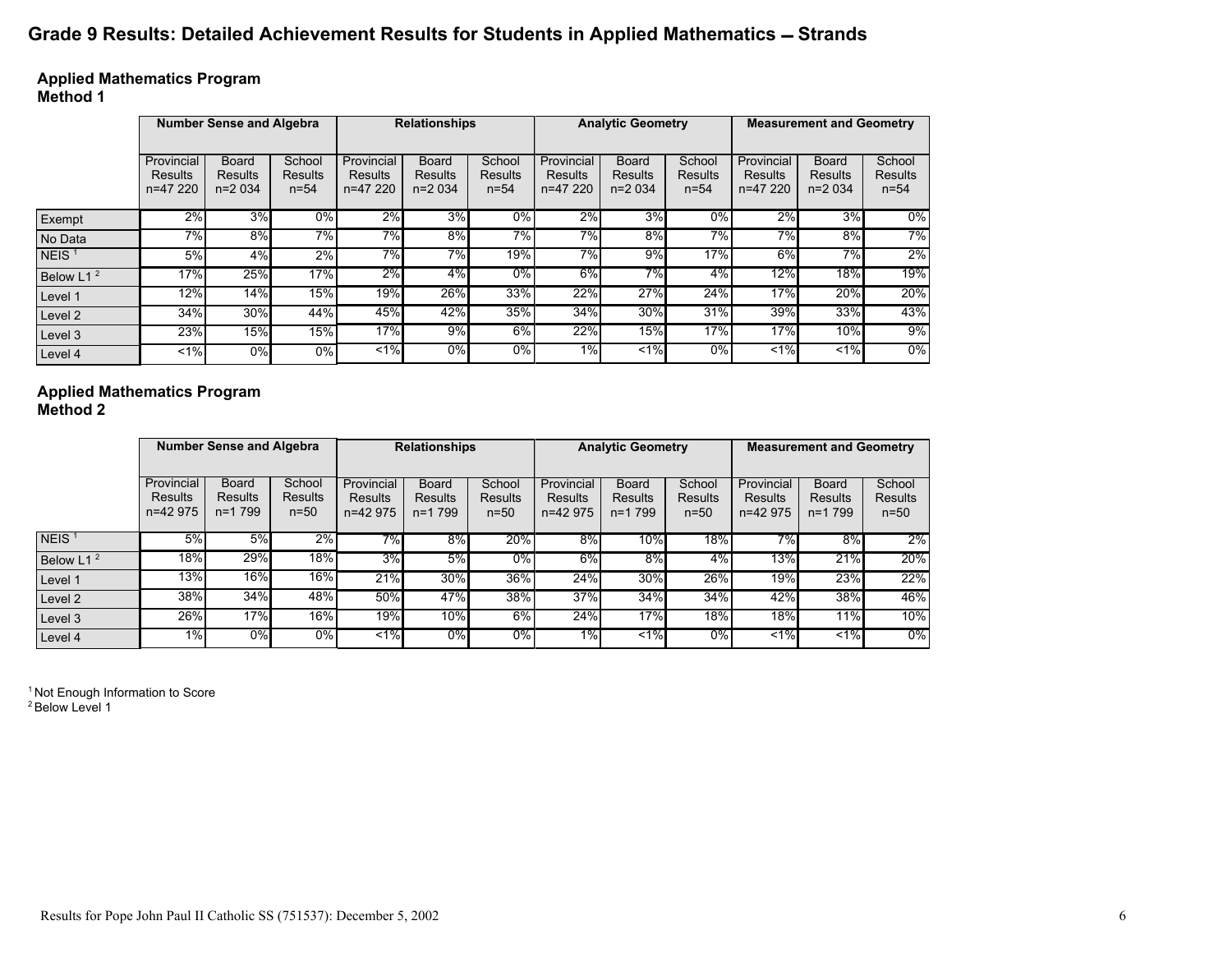# Grade 9 Results: Detailed Achievement Results for Students in Applied Mathematics – Strands

## Applied Mathematics Program
## Method 1

| | Number Sense and Algebra | | | Relationships | | | Analytic Geometry | | | Measurement and Geometry | | |
|---|---|---|---|---|---|---|---|---|---|---|---|---|
| | Provincial Results n=47 220 | Board Results n=2 034 | School Results n=54 | Provincial Results n=47 220 | Board Results n=2 034 | School Results n=54 | Provincial Results n=47 220 | Board Results n=2 034 | School Results n=54 | Provincial Results n=47 220 | Board Results n=2 034 | School Results n=54 |
| Exempt | 2% | 3% | 0% | 2% | 3% | 0% | 2% | 3% | 0% | 2% | 3% | 0% |
| No Data | 7% | 8% | 7% | 7% | 8% | 7% | 7% | 8% | 7% | 7% | 8% | 7% |
| NEIS [1] | 5% | 4% | 2% | 7% | 7% | 19% | 7% | 9% | 17% | 6% | 7% | 2% |
| Below L1 [2] | 17% | 25% | 17% | 2% | 4% | 0% | 6% | 7% | 4% | 12% | 18% | 19% |
| Level 1 | 12% | 14% | 15% | 19% | 26% | 33% | 22% | 27% | 24% | 17% | 20% | 20% |
| Level 2 | 34% | 30% | 44% | 45% | 42% | 35% | 34% | 30% | 31% | 39% | 33% | 43% |
| Level 3 | 23% | 15% | 15% | 17% | 9% | 6% | 22% | 15% | 17% | 17% | 10% | 9% |
| Level 4 | <1% | 0% | 0% | <1% | 0% | 0% | 1% | <1% | 0% | <1% | <1% | 0% |

## Applied Mathematics Program
## Method 2

| | Number Sense and Algebra | | | Relationships | | | Analytic Geometry | | | Measurement and Geometry | | |
|---|---|---|---|---|---|---|---|---|---|---|---|---|
| | Provincial Results n=42 975 | Board Results n=1 799 | School Results n=50 | Provincial Results n=42 975 | Board Results n=1 799 | School Results n=50 | Provincial Results n=42 975 | Board Results n=1 799 | School Results n=50 | Provincial Results n=42 975 | Board Results n=1 799 | School Results n=50 |
| NEIS [1] | 5% | 5% | 2% | 7% | 8% | 20% | 8% | 10% | 18% | 7% | 8% | 2% |
| Below L1 [2] | 18% | 29% | 18% | 3% | 5% | 0% | 6% | 8% | 4% | 13% | 21% | 20% |
| Level 1 | 13% | 16% | 16% | 21% | 30% | 36% | 24% | 30% | 26% | 19% | 23% | 22% |
| Level 2 | 38% | 34% | 48% | 50% | 47% | 38% | 37% | 34% | 34% | 42% | 38% | 46% |
| Level 3 | 26% | 17% | 16% | 19% | 10% | 6% | 24% | 17% | 18% | 18% | 11% | 10% |
| Level 4 | 1% | 0% | 0% | <1% | 0% | 0% | 1% | <1% | 0% | <1% | <1% | 0% |

[1] Not Enough Information to Score
[2] Below Level 1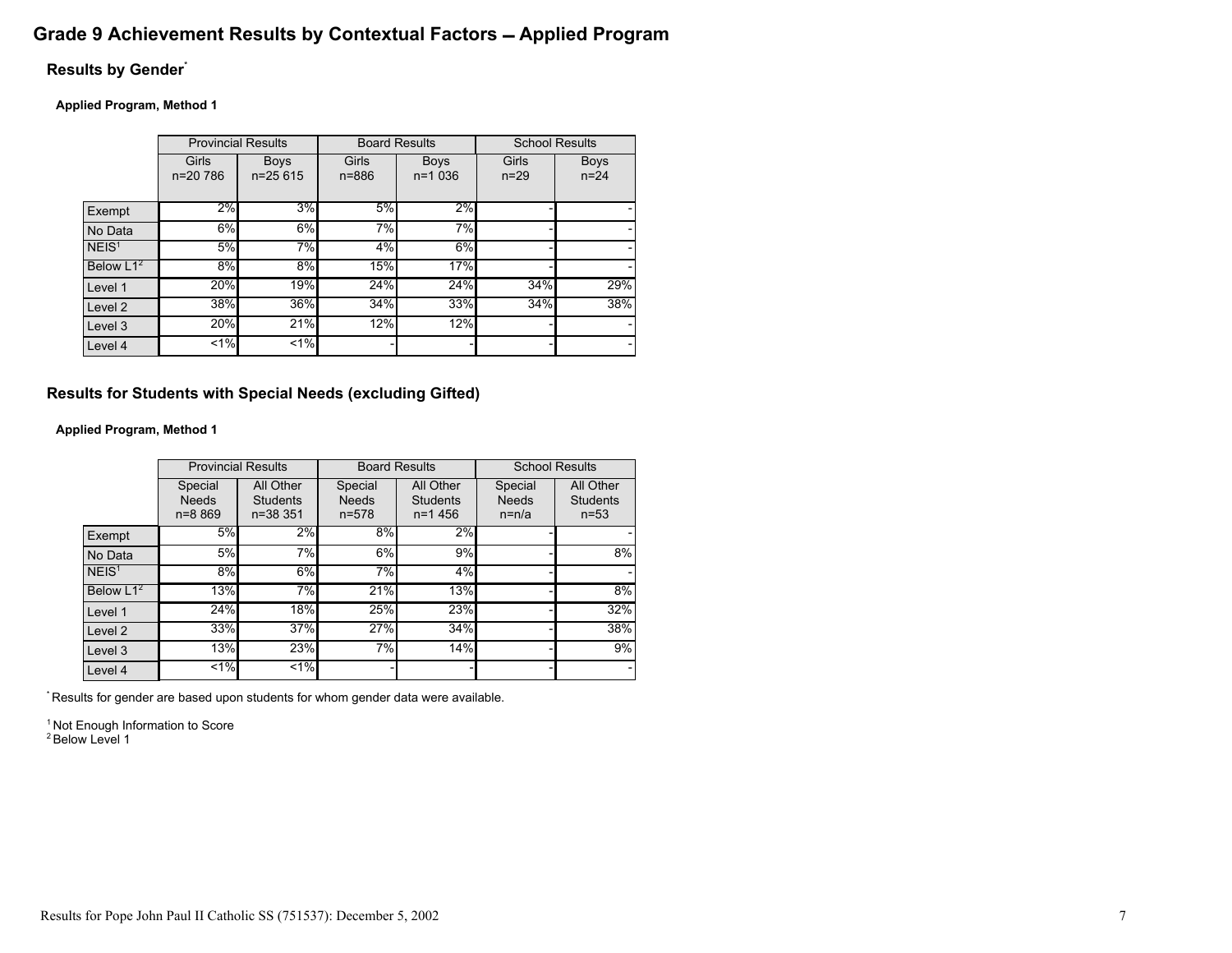# Grade 9 Achievement Results by Contextual Factors – Applied Program

## Results by Gender*

### Applied Program, Method 1

| | Provincial Results | | Board Results | | School Results | |
|---|---|---|---|---|---|---|
| | Girls n=20 786 | Boys n=25 615 | Girls n=886 | Boys n=1 036 | Girls n=29 | Boys n=24 |
| Exempt | 2% | 3% | 5% | 2% | - | - |
| No Data | 6% | 6% | 7% | 7% | - | - |
| NEIS[1] | 5% | 7% | 4% | 6% | - | - |
| Below L1[2] | 8% | 8% | 15% | 17% | - | - |
| Level 1 | 20% | 19% | 24% | 24% | 34% | 29% |
| Level 2 | 38% | 36% | 34% | 33% | 34% | 38% |
| Level 3 | 20% | 21% | 12% | 12% | - | - |
| Level 4 | <1% | <1% | - | - | - | - |

## Results for Students with Special Needs (excluding Gifted)

### Applied Program, Method 1

| | Provincial Results | | Board Results | | School Results | |
|---|---|---|---|---|---|---|
| | Special Needs n=8 869 | All Other Students n=38 351 | Special Needs n=578 | All Other Students n=1 456 | Special Needs n=n/a | All Other Students n=53 |
| Exempt | 5% | 2% | 8% | 2% | - | - |
| No Data | 5% | 7% | 6% | 9% | - | 8% |
| NEIS[1] | 8% | 6% | 7% | 4% | - | - |
| Below L1[2] | 13% | 7% | 21% | 13% | - | 8% |
| Level 1 | 24% | 18% | 25% | 23% | - | 32% |
| Level 2 | 33% | 37% | 27% | 34% | - | 38% |
| Level 3 | 13% | 23% | 7% | 14% | - | 9% |
| Level 4 | <1% | <1% | - | - | - | - |

* Results for gender are based upon students for whom gender data were available.

[1] Not Enough Information to Score
[2] Below Level 1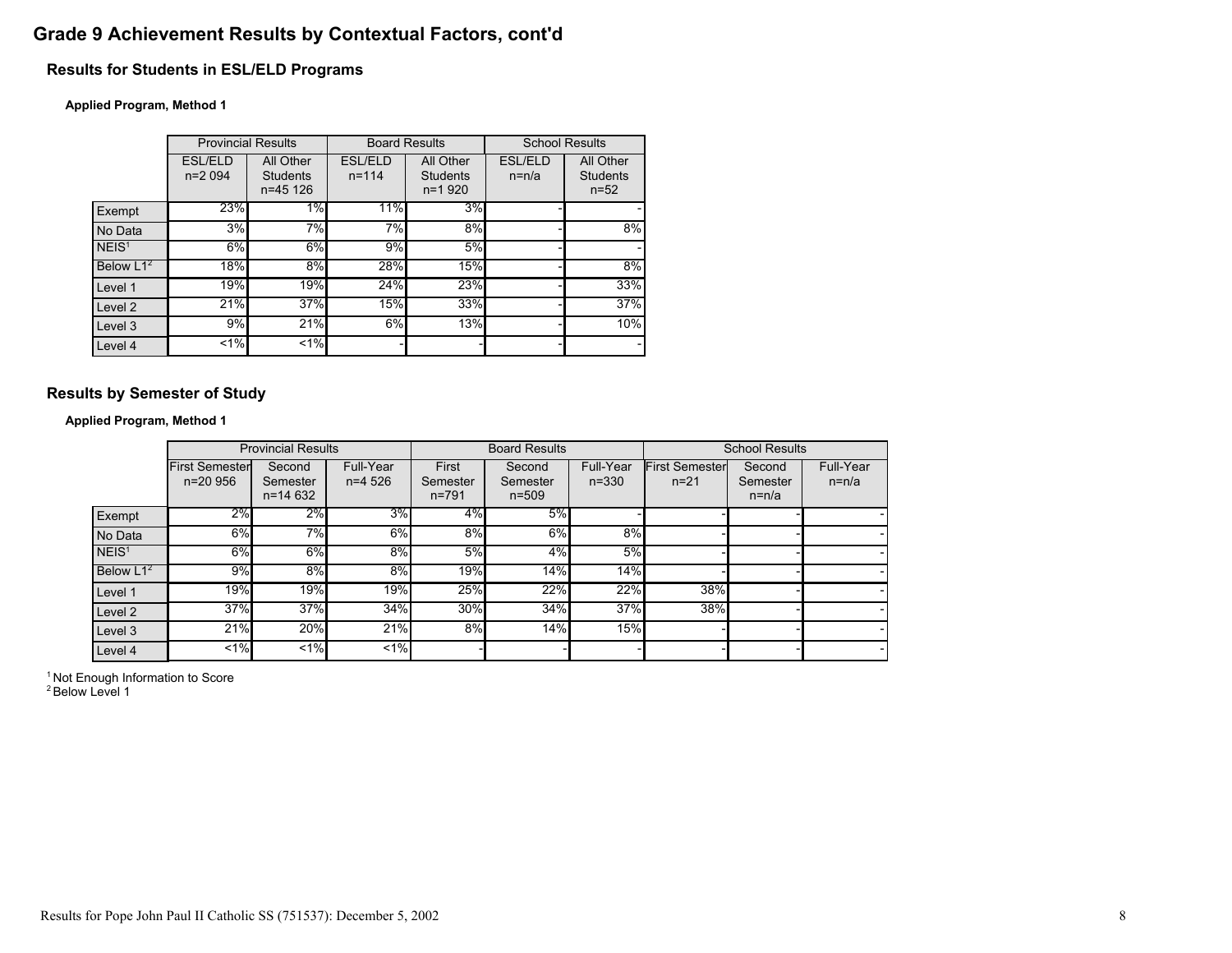# Grade 9 Achievement Results by Contextual Factors, cont'd

## Results for Students in ESL/ELD Programs

**Applied Program, Method 1**

| | Provincial Results | | Board Results | | School Results | |
|---|---|---|---|---|---|---|
| | ESL/ELD n=2 094 | All Other Students n=45 126 | ESL/ELD n=114 | All Other Students n=1 920 | ESL/ELD n=n/a | All Other Students n=52 |
| Exempt | 23% | 1% | 11% | 3% | - | - |
| No Data | 3% | 7% | 7% | 8% | - | 8% |
| NEIS[1] | 6% | 6% | 9% | 5% | - | - |
| Below L1[2] | 18% | 8% | 28% | 15% | - | 8% |
| Level 1 | 19% | 19% | 24% | 23% | - | 33% |
| Level 2 | 21% | 37% | 15% | 33% | - | 37% |
| Level 3 | 9% | 21% | 6% | 13% | - | 10% |
| Level 4 | <1% | <1% | - | - | - | - |

## Results by Semester of Study

**Applied Program, Method 1**

| | Provincial Results | | | Board Results | | | School Results | | |
|---|---|---|---|---|---|---|---|---|---|
| | First Semester n=20 956 | Second Semester n=14 632 | Full-Year n=4 526 | First Semester n=791 | Second Semester n=509 | Full-Year n=330 | First Semester n=21 | Second Semester n=n/a | Full-Year n=n/a |
| Exempt | 2% | 2% | 3% | 4% | 5% | - | - | - | - |
| No Data | 6% | 7% | 6% | 8% | 6% | 8% | - | - | - |
| NEIS[1] | 6% | 6% | 8% | 5% | 4% | 5% | - | - | - |
| Below L1[2] | 9% | 8% | 8% | 19% | 14% | 14% | - | - | - |
| Level 1 | 19% | 19% | 19% | 25% | 22% | 22% | 38% | - | - |
| Level 2 | 37% | 37% | 34% | 30% | 34% | 37% | 38% | - | - |
| Level 3 | 21% | 20% | 21% | 8% | 14% | 15% | - | - | - |
| Level 4 | <1% | <1% | <1% | - | - | - | - | - | - |

[1] Not Enough Information to Score
[2] Below Level 1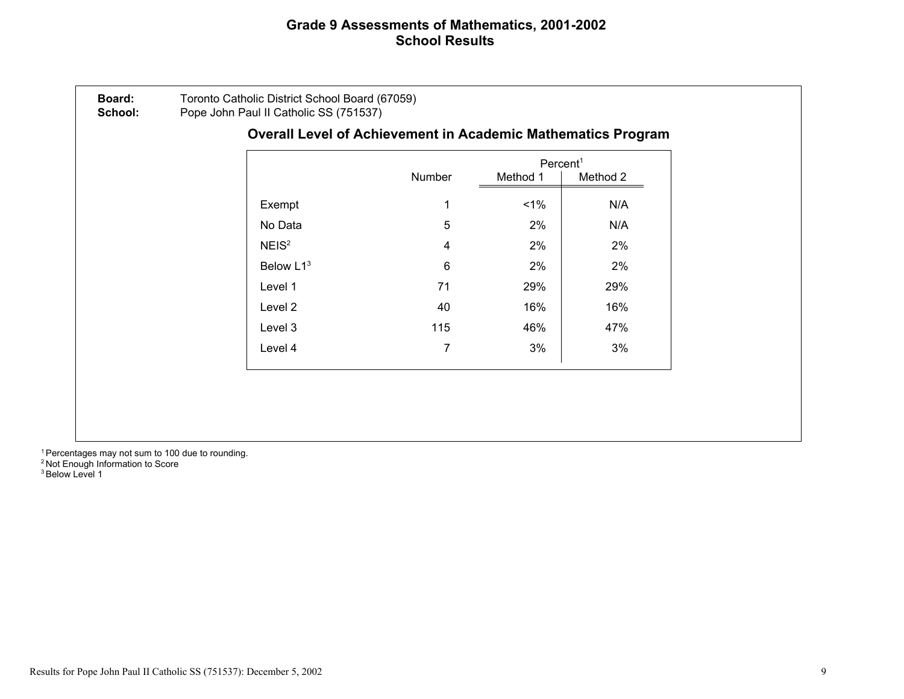# Grade 9 Assessments of Mathematics, 2001-2002
## School Results

**Board:** Toronto Catholic District School Board (67059)
**School:** Pope John Paul II Catholic SS (751537)

### Overall Level of Achievement in Academic Mathematics Program

| | Number | Percent[1] | |
|---|---|---|---|
| | | Method 1 | Method 2 |
| Exempt | 1 | <1% | N/A |
| No Data | 5 | 2% | N/A |
| NEIS[2] | 4 | 2% | 2% |
| Below L1[3] | 6 | 2% | 2% |
| Level 1 | 71 | 29% | 29% |
| Level 2 | 40 | 16% | 16% |
| Level 3 | 115 | 46% | 47% |
| Level 4 | 7 | 3% | 3% |

[1] Percentages may not sum to 100 due to rounding.
[2] Not Enough Information to Score
[3] Below Level 1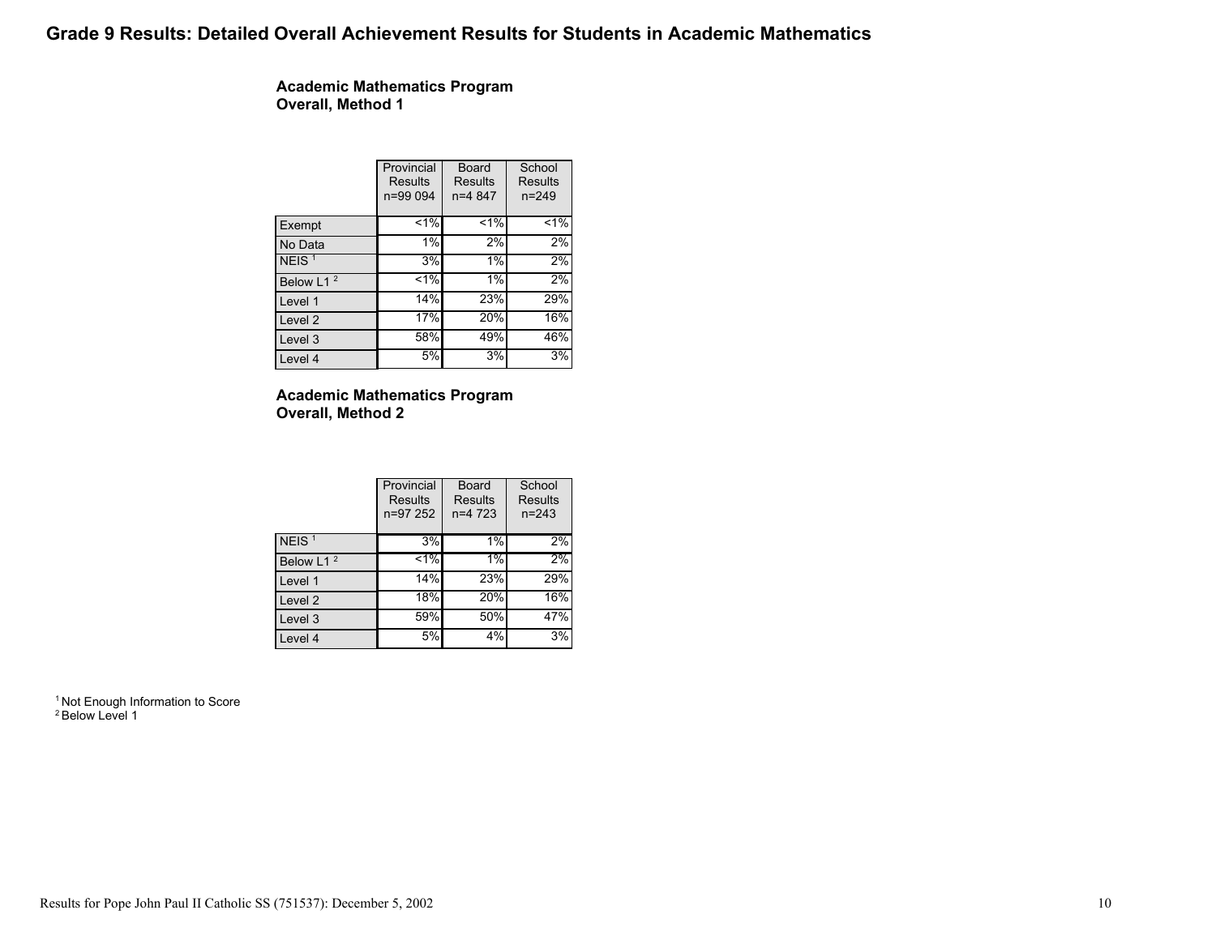# Grade 9 Results: Detailed Overall Achievement Results for Students in Academic Mathematics

**Academic Mathematics Program**
**Overall, Method 1**

| | Provincial Results n=99 094 | Board Results n=4 847 | School Results n=249 |
|---|---|---|---|
| Exempt | <1% | <1% | <1% |
| No Data | 1% | 2% | 2% |
| NEIS [1] | 3% | 1% | 2% |
| Below L1 [2] | <1% | 1% | 2% |
| Level 1 | 14% | 23% | 29% |
| Level 2 | 17% | 20% | 16% |
| Level 3 | 58% | 49% | 46% |
| Level 4 | 5% | 3% | 3% |

**Academic Mathematics Program**
**Overall, Method 2**

| | Provincial Results n=97 252 | Board Results n=4 723 | School Results n=243 |
|---|---|---|---|
| NEIS [1] | 3% | 1% | 2% |
| Below L1 [2] | <1% | 1% | 2% |
| Level 1 | 14% | 23% | 29% |
| Level 2 | 18% | 20% | 16% |
| Level 3 | 59% | 50% | 47% |
| Level 4 | 5% | 4% | 3% |

[1] Not Enough Information to Score
[2] Below Level 1

Results for Pope John Paul II Catholic SS (751537): December 5, 2002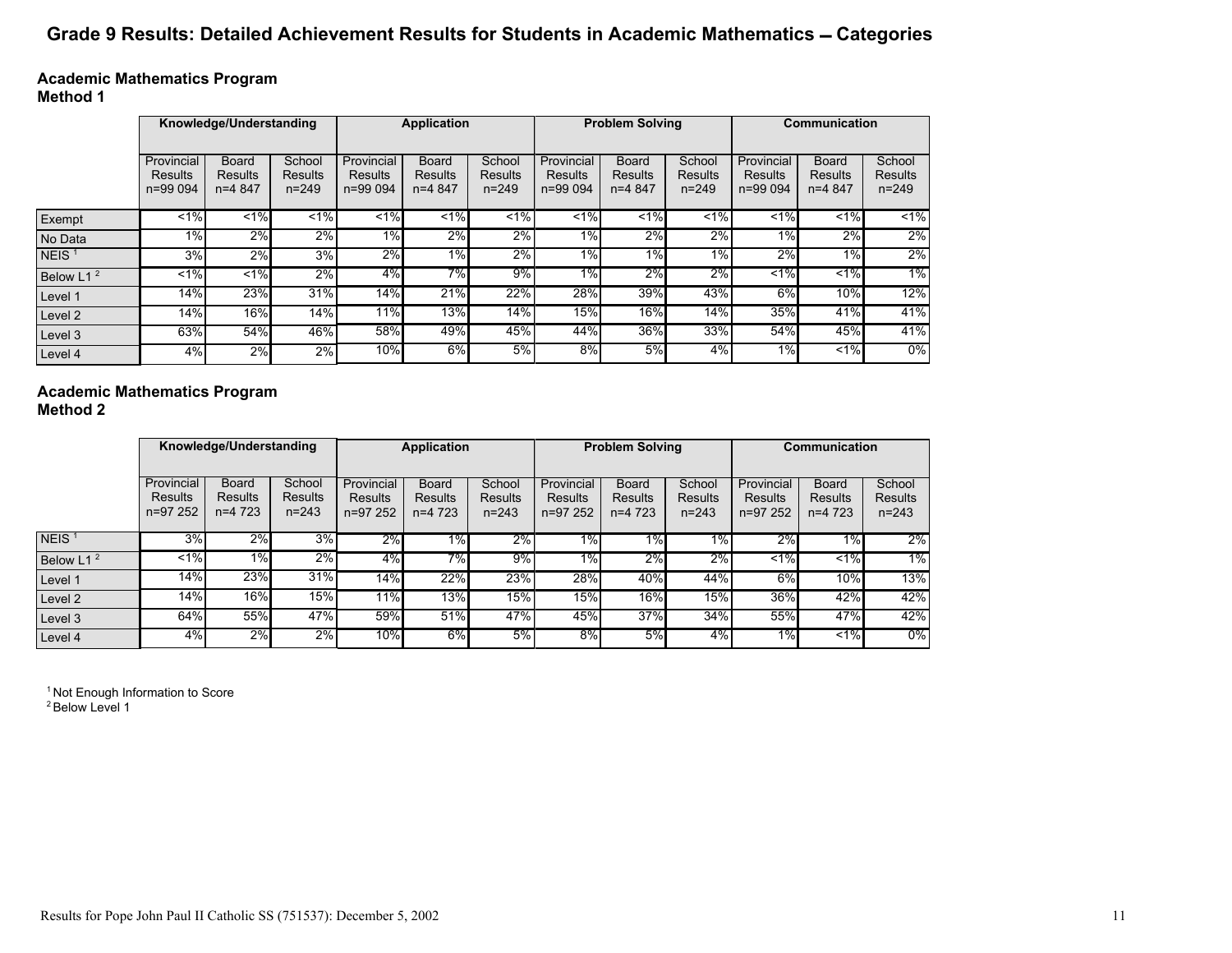# Grade 9 Results: Detailed Achievement Results for Students in Academic Mathematics – Categories

## Academic Mathematics Program
## Method 1

| | Knowledge/Understanding | | | Application | | | Problem Solving | | | Communication | | |
|---|---|---|---|---|---|---|---|---|---|---|---|---|
| | Provincial Results n=99 094 | Board Results n=4 847 | School Results n=249 | Provincial Results n=99 094 | Board Results n=4 847 | School Results n=249 | Provincial Results n=99 094 | Board Results n=4 847 | School Results n=249 | Provincial Results n=99 094 | Board Results n=4 847 | School Results n=249 |
| Exempt | <1% | <1% | <1% | <1% | <1% | <1% | <1% | <1% | <1% | <1% | <1% | <1% |
| No Data | 1% | 2% | 2% | 1% | 2% | 2% | 1% | 2% | 2% | 1% | 2% | 2% |
| NEIS [1] | 3% | 2% | 3% | 2% | 1% | 2% | 1% | 1% | 1% | 2% | 1% | 2% |
| Below L1 [2] | <1% | <1% | 2% | 4% | 7% | 9% | 1% | 2% | 2% | <1% | <1% | 1% |
| Level 1 | 14% | 23% | 31% | 14% | 21% | 22% | 28% | 39% | 43% | 6% | 10% | 12% |
| Level 2 | 14% | 16% | 14% | 11% | 13% | 14% | 15% | 16% | 14% | 35% | 41% | 41% |
| Level 3 | 63% | 54% | 46% | 58% | 49% | 45% | 44% | 36% | 33% | 54% | 45% | 41% |
| Level 4 | 4% | 2% | 2% | 10% | 6% | 5% | 8% | 5% | 4% | 1% | <1% | 0% |

## Academic Mathematics Program
## Method 2

| | Knowledge/Understanding | | | Application | | | Problem Solving | | | Communication | | |
|---|---|---|---|---|---|---|---|---|---|---|---|---|
| | Provincial Results n=97 252 | Board Results n=4 723 | School Results n=243 | Provincial Results n=97 252 | Board Results n=4 723 | School Results n=243 | Provincial Results n=97 252 | Board Results n=4 723 | School Results n=243 | Provincial Results n=97 252 | Board Results n=4 723 | School Results n=243 |
| NEIS [1] | 3% | 2% | 3% | 2% | 1% | 2% | 1% | 1% | 1% | 2% | 1% | 2% |
| Below L1 [2] | <1% | 1% | 2% | 4% | 7% | 9% | 1% | 2% | 2% | <1% | <1% | 1% |
| Level 1 | 14% | 23% | 31% | 14% | 22% | 23% | 28% | 40% | 44% | 6% | 10% | 13% |
| Level 2 | 14% | 16% | 15% | 11% | 13% | 15% | 15% | 16% | 15% | 36% | 42% | 42% |
| Level 3 | 64% | 55% | 47% | 59% | 51% | 47% | 45% | 37% | 34% | 55% | 47% | 42% |
| Level 4 | 4% | 2% | 2% | 10% | 6% | 5% | 8% | 5% | 4% | 1% | <1% | 0% |

[1] Not Enough Information to Score
[2] Below Level 1

Results for Pope John Paul II Catholic SS (751537): December 5, 2002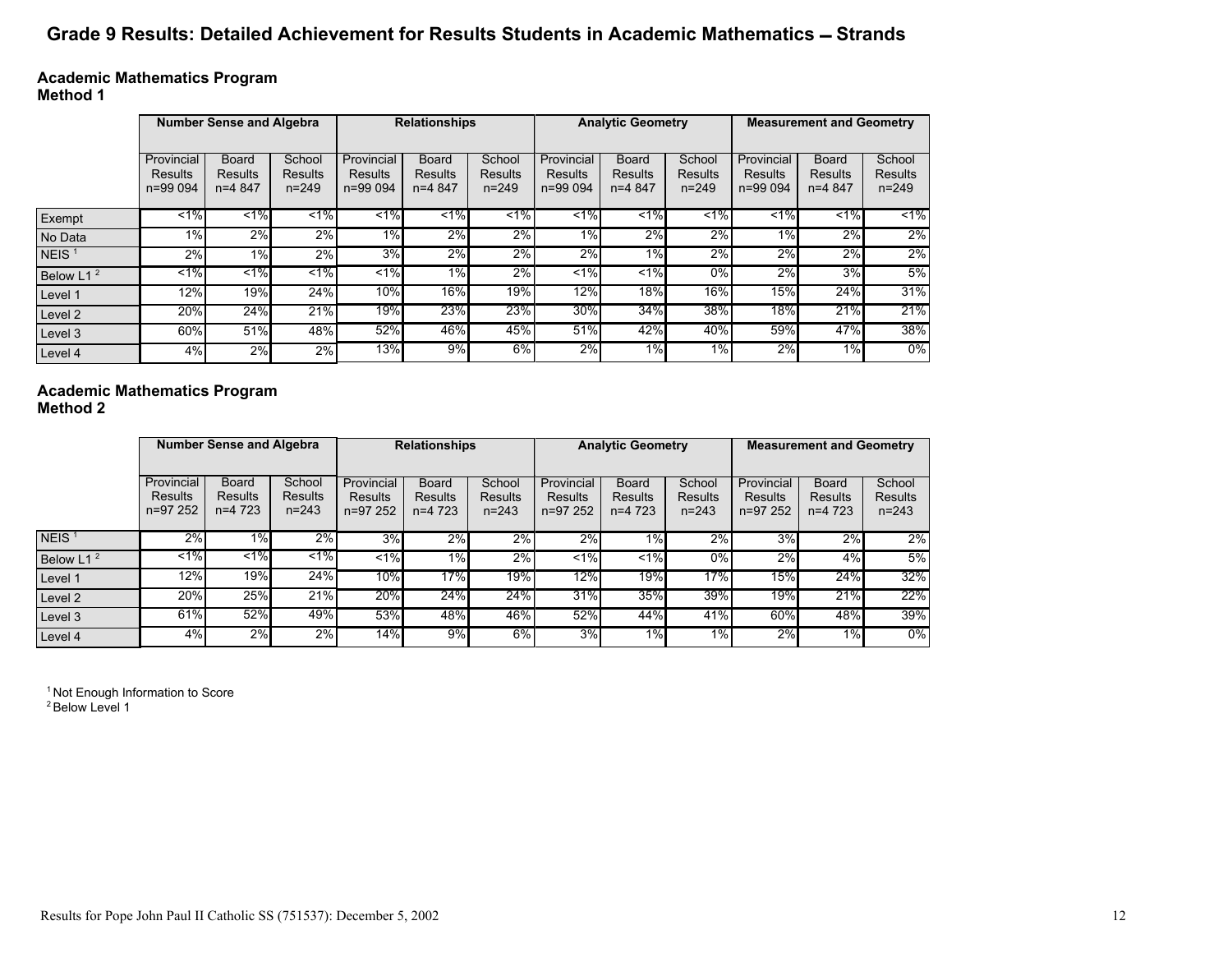# Grade 9 Results: Detailed Achievement for Results Students in Academic Mathematics – Strands

## Academic Mathematics Program
## Method 1

| | Number Sense and Algebra | | | Relationships | | | Analytic Geometry | | | Measurement and Geometry | | |
|---|---|---|---|---|---|---|---|---|---|---|---|---|
| | Provincial Results n=99 094 | Board Results n=4 847 | School Results n=249 | Provincial Results n=99 094 | Board Results n=4 847 | School Results n=249 | Provincial Results n=99 094 | Board Results n=4 847 | School Results n=249 | Provincial Results n=99 094 | Board Results n=4 847 | School Results n=249 |
| Exempt | <1% | <1% | <1% | <1% | <1% | <1% | <1% | <1% | <1% | <1% | <1% | <1% |
| No Data | 1% | 2% | 2% | 1% | 2% | 2% | 1% | 2% | 2% | 1% | 2% | 2% |
| NEIS [1] | 2% | 1% | 2% | 3% | 2% | 2% | 2% | 1% | 2% | 2% | 2% | 2% |
| Below L1 [2] | <1% | <1% | <1% | <1% | 1% | 2% | <1% | <1% | 0% | 2% | 3% | 5% |
| Level 1 | 12% | 19% | 24% | 10% | 16% | 19% | 12% | 18% | 16% | 15% | 24% | 31% |
| Level 2 | 20% | 24% | 21% | 19% | 23% | 23% | 30% | 34% | 38% | 18% | 21% | 21% |
| Level 3 | 60% | 51% | 48% | 52% | 46% | 45% | 51% | 42% | 40% | 59% | 47% | 38% |
| Level 4 | 4% | 2% | 2% | 13% | 9% | 6% | 2% | 1% | 1% | 2% | 1% | 0% |

## Academic Mathematics Program
## Method 2

| | Number Sense and Algebra | | | Relationships | | | Analytic Geometry | | | Measurement and Geometry | | |
|---|---|---|---|---|---|---|---|---|---|---|---|---|
| | Provincial Results n=97 252 | Board Results n=4 723 | School Results n=243 | Provincial Results n=97 252 | Board Results n=4 723 | School Results n=243 | Provincial Results n=97 252 | Board Results n=4 723 | School Results n=243 | Provincial Results n=97 252 | Board Results n=4 723 | School Results n=243 |
| NEIS [1] | 2% | 1% | 2% | 3% | 2% | 2% | 2% | 1% | 2% | 3% | 2% | 2% |
| Below L1 [2] | <1% | <1% | <1% | <1% | 1% | 2% | <1% | <1% | 0% | 2% | 4% | 5% |
| Level 1 | 12% | 19% | 24% | 10% | 17% | 19% | 12% | 19% | 17% | 15% | 24% | 32% |
| Level 2 | 20% | 25% | 21% | 20% | 24% | 24% | 31% | 35% | 39% | 19% | 21% | 22% |
| Level 3 | 61% | 52% | 49% | 53% | 48% | 46% | 52% | 44% | 41% | 60% | 48% | 39% |
| Level 4 | 4% | 2% | 2% | 14% | 9% | 6% | 3% | 1% | 1% | 2% | 1% | 0% |

[1] Not Enough Information to Score
[2] Below Level 1

Results for Pope John Paul II Catholic SS (751537): December 5, 2002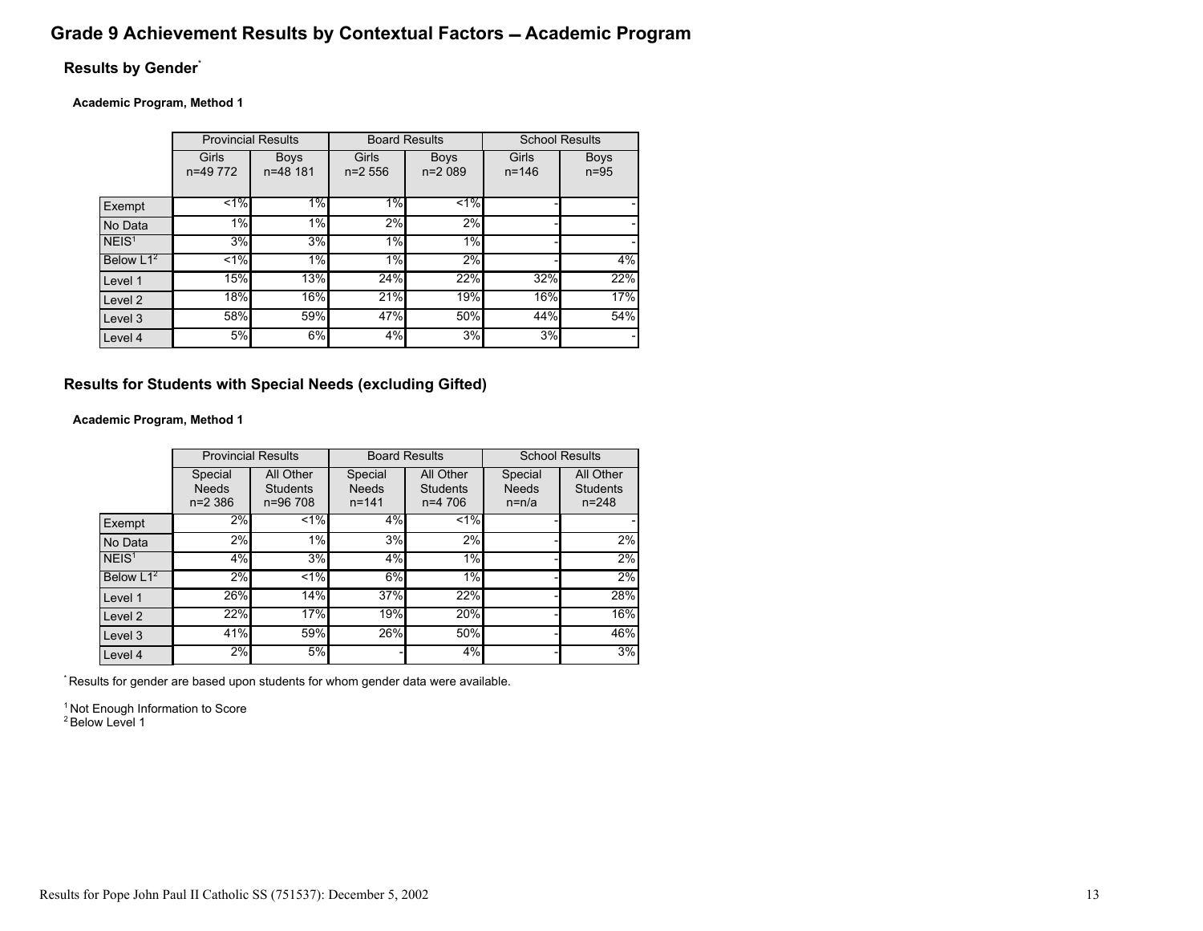# Grade 9 Achievement Results by Contextual Factors – Academic Program

## Results by Gender*

**Academic Program, Method 1**

| | Provincial Results | | Board Results | | School Results | |
|---|---|---|---|---|---|---|
| | Girls n=49 772 | Boys n=48 181 | Girls n=2 556 | Boys n=2 089 | Girls n=146 | Boys n=95 |
| Exempt | <1% | 1% | 1% | <1% | - | - |
| No Data | 1% | 1% | 2% | 2% | - | - |
| NEIS[1] | 3% | 3% | 1% | 1% | - | - |
| Below L1[2] | <1% | 1% | 1% | 2% | - | 4% |
| Level 1 | 15% | 13% | 24% | 22% | 32% | 22% |
| Level 2 | 18% | 16% | 21% | 19% | 16% | 17% |
| Level 3 | 58% | 59% | 47% | 50% | 44% | 54% |
| Level 4 | 5% | 6% | 4% | 3% | 3% | - |

## Results for Students with Special Needs (excluding Gifted)

**Academic Program, Method 1**

| | Provincial Results | | Board Results | | School Results | |
|---|---|---|---|---|---|---|
| | Special Needs n=2 386 | All Other Students n=96 708 | Special Needs n=141 | All Other Students n=4 706 | Special Needs n=n/a | All Other Students n=248 |
| Exempt | 2% | <1% | 4% | <1% | - | - |
| No Data | 2% | 1% | 3% | 2% | - | 2% |
| NEIS[1] | 4% | 3% | 4% | 1% | - | 2% |
| Below L1[2] | 2% | <1% | 6% | 1% | - | 2% |
| Level 1 | 26% | 14% | 37% | 22% | - | 28% |
| Level 2 | 22% | 17% | 19% | 20% | - | 16% |
| Level 3 | 41% | 59% | 26% | 50% | - | 46% |
| Level 4 | 2% | 5% | - | 4% | - | 3% |

* Results for gender are based upon students for whom gender data were available.

[1] Not Enough Information to Score
[2] Below Level 1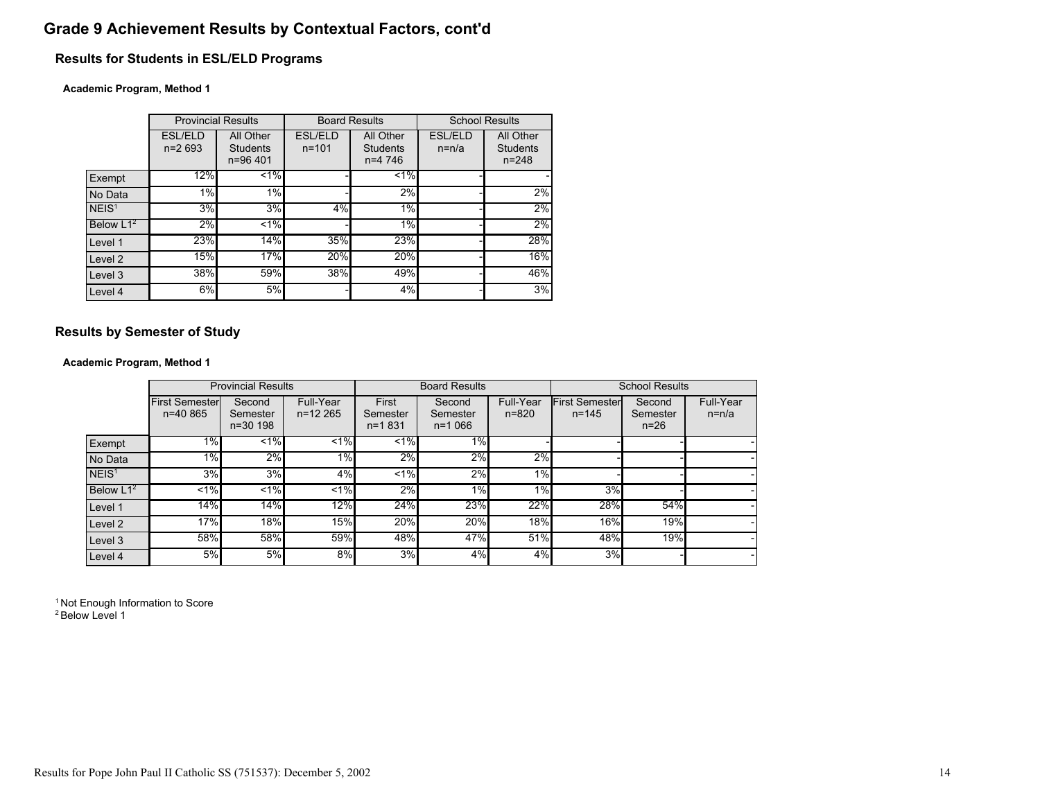# Grade 9 Achievement Results by Contextual Factors, cont'd

## Results for Students in ESL/ELD Programs

### Academic Program, Method 1

| | Provincial Results | | Board Results | | School Results | |
|---|---|---|---|---|---|---|
| | ESL/ELD n=2 693 | All Other Students n=96 401 | ESL/ELD n=101 | All Other Students n=4 746 | ESL/ELD n=n/a | All Other Students n=248 |
| Exempt | 12% | <1% | - | <1% | - | - |
| No Data | 1% | 1% | - | 2% | - | 2% |
| NEIS[1] | 3% | 3% | 4% | 1% | - | 2% |
| Below L1[2] | 2% | <1% | - | 1% | - | 2% |
| Level 1 | 23% | 14% | 35% | 23% | - | 28% |
| Level 2 | 15% | 17% | 20% | 20% | - | 16% |
| Level 3 | 38% | 59% | 38% | 49% | - | 46% |
| Level 4 | 6% | 5% | - | 4% | - | 3% |

## Results by Semester of Study

### Academic Program, Method 1

| | Provincial Results | | | Board Results | | | School Results | | |
|---|---|---|---|---|---|---|---|---|---|
| | First Semester n=40 865 | Second Semester n=30 198 | Full-Year n=12 265 | First Semester n=1 831 | Second Semester n=1 066 | Full-Year n=820 | First Semester n=145 | Second Semester n=26 | Full-Year n=n/a |
| Exempt | 1% | <1% | <1% | <1% | 1% | - | - | - | - |
| No Data | 1% | 2% | 1% | 2% | 2% | 2% | - | - | - |
| NEIS[1] | 3% | 3% | 4% | <1% | 2% | 1% | - | - | - |
| Below L1[2] | <1% | <1% | <1% | 2% | 1% | 1% | 3% | - | - |
| Level 1 | 14% | 14% | 12% | 24% | 23% | 22% | 28% | 54% | - |
| Level 2 | 17% | 18% | 15% | 20% | 20% | 18% | 16% | 19% | - |
| Level 3 | 58% | 58% | 59% | 48% | 47% | 51% | 48% | 19% | - |
| Level 4 | 5% | 5% | 8% | 3% | 4% | 4% | 3% | - | - |

[1] Not Enough Information to Score
[2] Below Level 1

Results for Pope John Paul II Catholic SS (751537): December 5, 2002